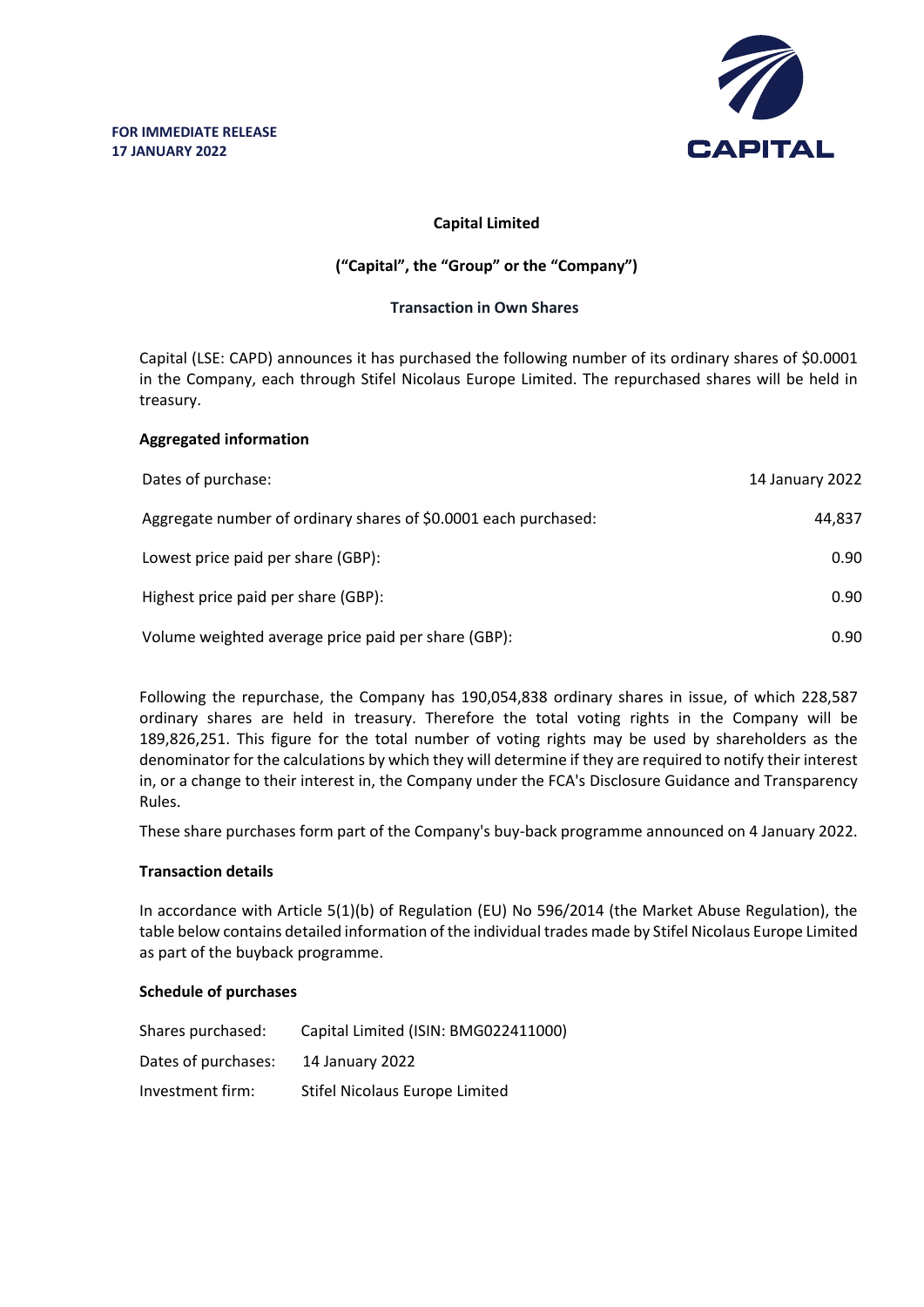**FOR IMMEDIATE RELEASE**
**17 JANUARY 2022**

CAPITAL

**Capital Limited**

**("Capital", the "Group" or the "Company")**

**Transaction in Own Shares**

Capital (LSE: CAPD) announces it has purchased the following number of its ordinary shares of $0.0001 in the Company, each through Stifel Nicolaus Europe Limited. The repurchased shares will be held in treasury.

**Aggregated information**

| | |
|---|---|
| Dates of purchase: | 14 January 2022 |
| Aggregate number of ordinary shares of $0.0001 each purchased: | 44,837 |
| Lowest price paid per share (GBP): | 0.90 |
| Highest price paid per share (GBP): | 0.90 |
| Volume weighted average price paid per share (GBP): | 0.90 |

Following the repurchase, the Company has 190,054,838 ordinary shares in issue, of which 228,587 ordinary shares are held in treasury. Therefore the total voting rights in the Company will be 189,826,251. This figure for the total number of voting rights may be used by shareholders as the denominator for the calculations by which they will determine if they are required to notify their interest in, or a change to their interest in, the Company under the FCA's Disclosure Guidance and Transparency Rules.

These share purchases form part of the Company's buy-back programme announced on 4 January 2022.

**Transaction details**

In accordance with Article 5(1)(b) of Regulation (EU) No 596/2014 (the Market Abuse Regulation), the table below contains detailed information of the individual trades made by Stifel Nicolaus Europe Limited as part of the buyback programme.

**Schedule of purchases**

| | |
|---|---|
| Shares purchased: | Capital Limited (ISIN: BMG022411000) |
| Dates of purchases: | 14 January 2022 |
| Investment firm: | Stifel Nicolaus Europe Limited |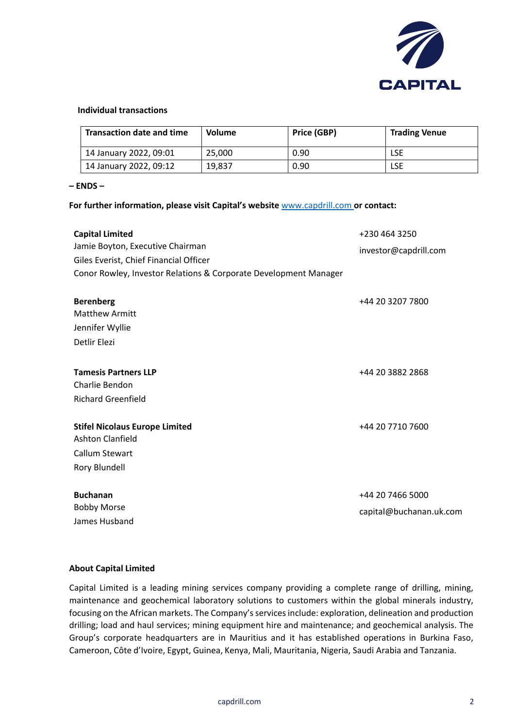**Individual transactions**

| Transaction date and time | Volume | Price (GBP) | Trading Venue |
|---|---|---|---|
| 14 January 2022, 09:01 | 25,000 | 0.90 | LSE |
| 14 January 2022, 09:12 | 19,837 | 0.90 | LSE |

**– ENDS –**

**For further information, please visit Capital's website** [www.capdrill.com](http://www.capdrill.com) **or contact:**

**Capital Limited**
Jamie Boyton, Executive Chairman
Giles Everist, Chief Financial Officer
Conor Rowley, Investor Relations & Corporate Development Manager
+230 464 3250
investor@capdrill.com

**Berenberg**
Matthew Armitt
Jennifer Wyllie
Detlir Elezi
+44 20 3207 7800

**Tamesis Partners LLP**
Charlie Bendon
Richard Greenfield
+44 20 3882 2868

**Stifel Nicolaus Europe Limited**
Ashton Clanfield
Callum Stewart
Rory Blundell
+44 20 7710 7600

**Buchanan**
Bobby Morse
James Husband
+44 20 7466 5000
capital@buchanan.uk.com

**About Capital Limited**

Capital Limited is a leading mining services company providing a complete range of drilling, mining, maintenance and geochemical laboratory solutions to customers within the global minerals industry, focusing on the African markets. The Company's services include: exploration, delineation and production drilling; load and haul services; mining equipment hire and maintenance; and geochemical analysis. The Group's corporate headquarters are in Mauritius and it has established operations in Burkina Faso, Cameroon, Côte d'Ivoire, Egypt, Guinea, Kenya, Mali, Mauritania, Nigeria, Saudi Arabia and Tanzania.